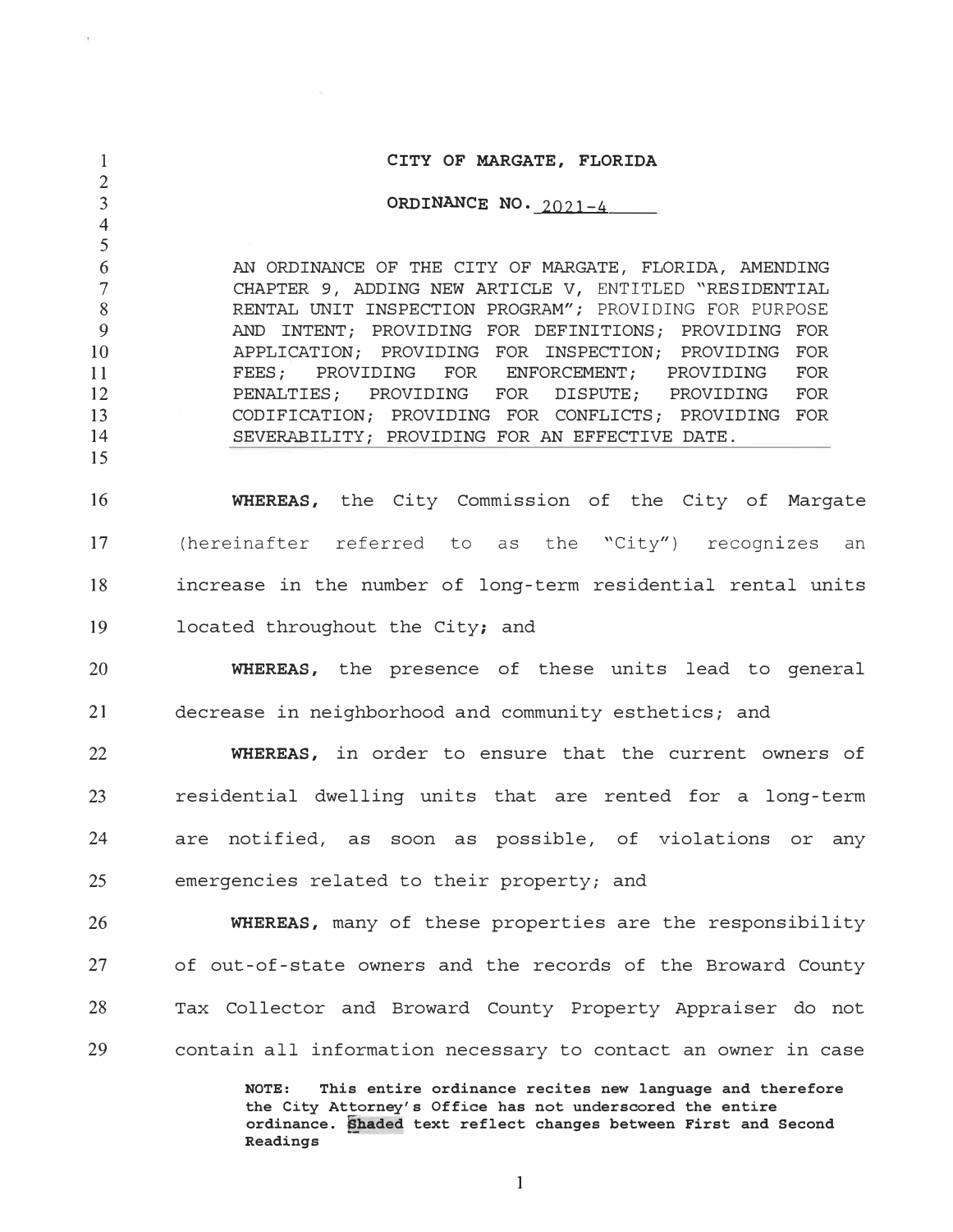**CITY OF MARGATE, FLORIDA**

**ORDINANCE NO. 2021-4**

AN ORDINANCE OF THE CITY OF MARGATE, FLORIDA, AMENDING CHAPTER 9, ADDING NEW ARTICLE V, ENTITLED "RESIDENTIAL RENTAL UNIT INSPECTION PROGRAM"; PROVIDING FOR PURPOSE AND INTENT; PROVIDING FOR DEFINITIONS; PROVIDING FOR APPLICATION; PROVIDING FOR INSPECTION; PROVIDING FOR FEES; PROVIDING FOR ENFORCEMENT; PROVIDING FOR PENALTIES; PROVIDING FOR DISPUTE; PROVIDING FOR CODIFICATION; PROVIDING FOR CONFLICTS; PROVIDING FOR SEVERABILITY; PROVIDING FOR AN EFFECTIVE DATE.

**WHEREAS,** the City Commission of the City of Margate (hereinafter referred to as the "City") recognizes an increase in the number of long-term residential rental units located throughout the City; and

**WHEREAS,** the presence of these units lead to general decrease in neighborhood and community esthetics; and

**WHEREAS,** in order to ensure that the current owners of residential dwelling units that are rented for a long-term are notified, as soon as possible, of violations or any emergencies related to their property; and

**WHEREAS,** many of these properties are the responsibility of out-of-state owners and the records of the Broward County Tax Collector and Broward County Property Appraiser do not contain all information necessary to contact an owner in case

**NOTE: This entire ordinance recites new language and therefore the City Attorney's Office has not underscored the entire ordinance. Shaded text reflect changes between First and Second Readings**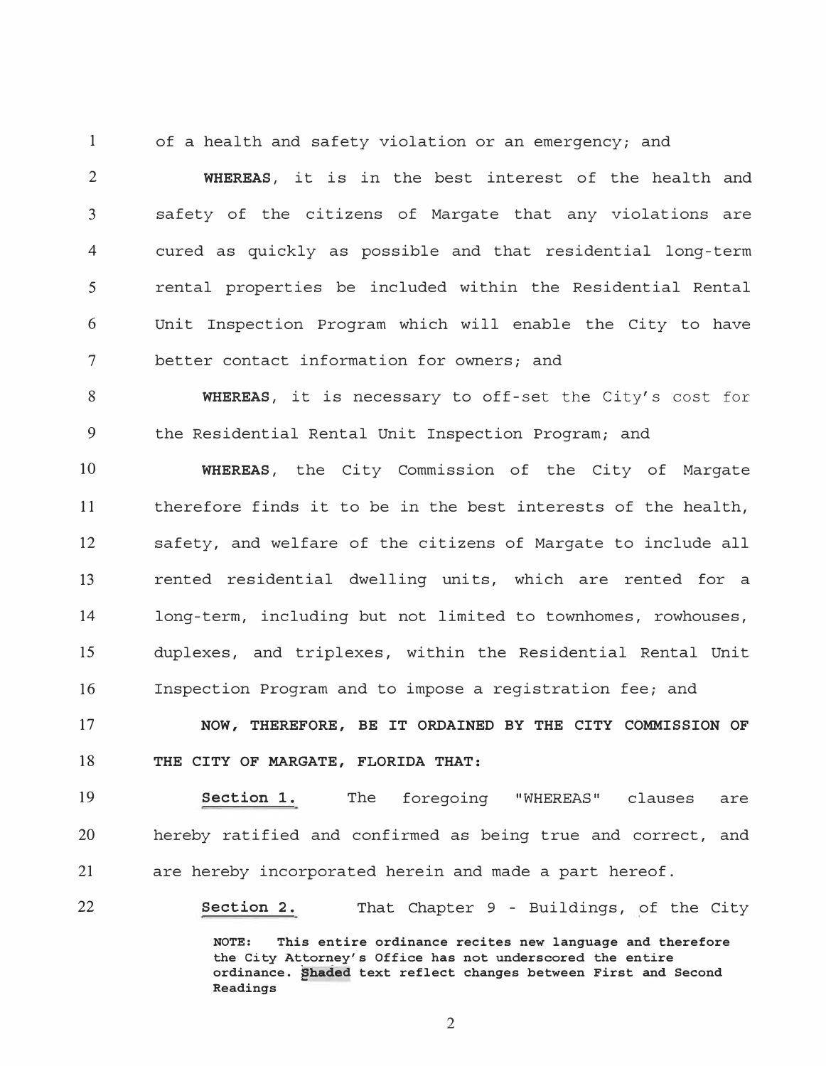of a health and safety violation or an emergency; and

**WHEREAS**, it is in the best interest of the health and safety of the citizens of Margate that any violations are cured as quickly as possible and that residential long-term rental properties be included within the Residential Rental Unit Inspection Program which will enable the City to have better contact information for owners; and

**WHEREAS**, it is necessary to off-set the City's cost for the Residential Rental Unit Inspection Program; and

**WHEREAS**, the City Commission of the City of Margate therefore finds it to be in the best interests of the health, safety, and welfare of the citizens of Margate to include all rented residential dwelling units, which are rented for a long-term, including but not limited to townhomes, rowhouses, duplexes, and triplexes, within the Residential Rental Unit Inspection Program and to impose a registration fee; and

**NOW, THEREFORE, BE IT ORDAINED BY THE CITY COMMISSION OF THE CITY OF MARGATE, FLORIDA THAT:**

**Section 1.** The foregoing "WHEREAS" clauses are hereby ratified and confirmed as being true and correct, and are hereby incorporated herein and made a part hereof.

**Section 2.** That Chapter 9 - Buildings, of the City

**NOTE: This entire ordinance recites new language and therefore the City Attorney's Office has not underscored the entire ordinance. Shaded text reflect changes between First and Second Readings**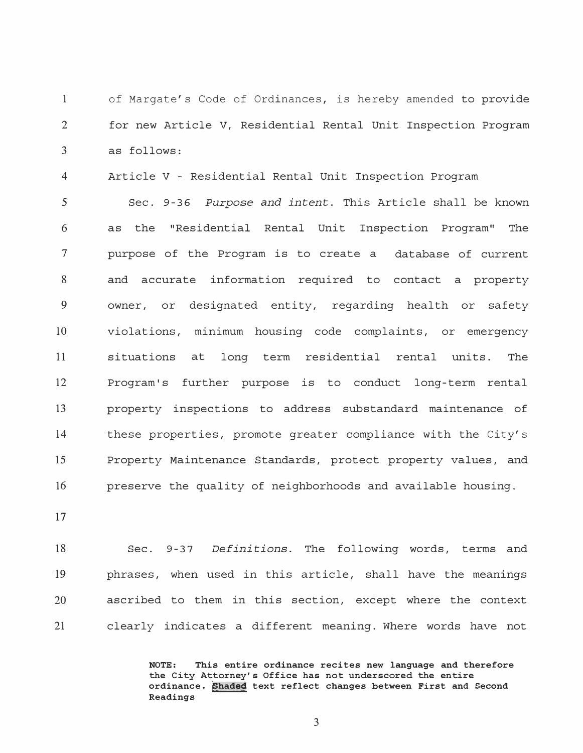of Margate's Code of Ordinances, is hereby amended to provide for new Article V, Residential Rental Unit Inspection Program as follows:

Article V - Residential Rental Unit Inspection Program

Sec. 9-36 *Purpose and intent*. This Article shall be known as the "Residential Rental Unit Inspection Program" The purpose of the Program is to create a database of current and accurate information required to contact a property owner, or designated entity, regarding health or safety violations, minimum housing code complaints, or emergency situations at long term residential rental units. The Program's further purpose is to conduct long-term rental property inspections to address substandard maintenance of these properties, promote greater compliance with the City's Property Maintenance Standards, protect property values, and preserve the quality of neighborhoods and available housing.

Sec. 9-37 *Definitions*. The following words, terms and phrases, when used in this article, shall have the meanings ascribed to them in this section, except where the context clearly indicates a different meaning. Where words have not

**NOTE: This entire ordinance recites new language and therefore the City Attorney's Office has not underscored the entire ordinance. Shaded text reflect changes between First and Second Readings**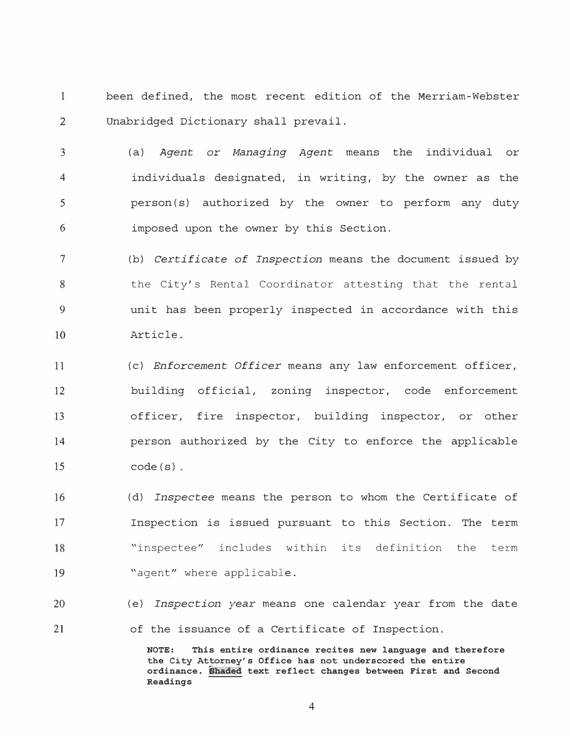been defined, the most recent edition of the Merriam-Webster Unabridged Dictionary shall prevail.

(a) *Agent or Managing Agent* means the individual or individuals designated, in writing, by the owner as the person(s) authorized by the owner to perform any duty imposed upon the owner by this Section.

(b) *Certificate of Inspection* means the document issued by the City's Rental Coordinator attesting that the rental unit has been properly inspected in accordance with this Article.

(c) *Enforcement Officer* means any law enforcement officer, building official, zoning inspector, code enforcement officer, fire inspector, building inspector, or other person authorized by the City to enforce the applicable code(s).

(d) *Inspectee* means the person to whom the Certificate of Inspection is issued pursuant to this Section. The term "inspectee" includes within its definition the term "agent" where applicable.

(e) *Inspection year* means one calendar year from the date of the issuance of a Certificate of Inspection.

**NOTE: This entire ordinance recites new language and therefore the City Attorney's Office has not underscored the entire ordinance. Shaded text reflect changes between First and Second Readings**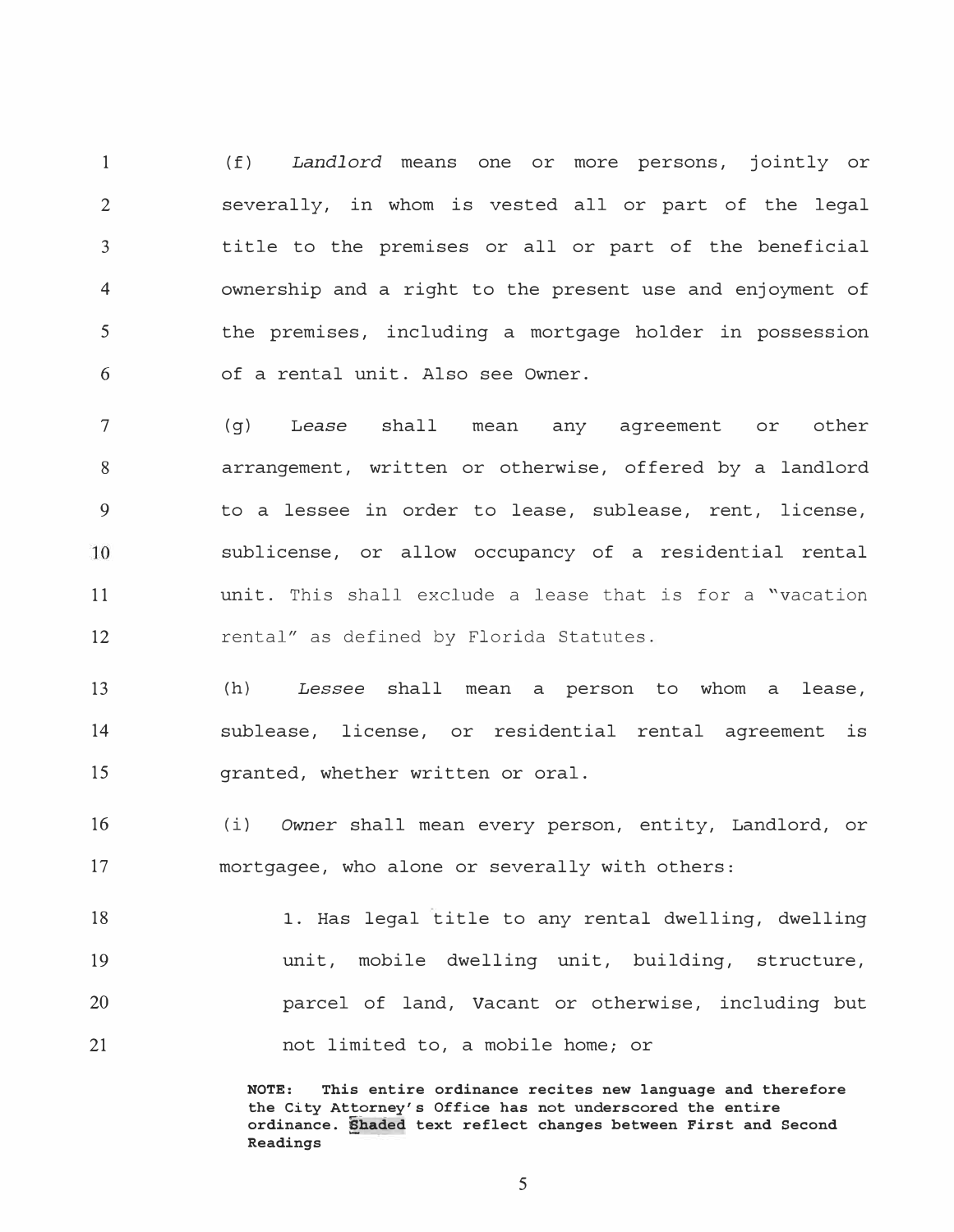(f) *Landlord* means one or more persons, jointly or severally, in whom is vested all or part of the legal title to the premises or all or part of the beneficial ownership and a right to the present use and enjoyment of the premises, including a mortgage holder in possession of a rental unit. Also see Owner.

(g) *Lease* shall mean any agreement or other arrangement, written or otherwise, offered by a landlord to a lessee in order to lease, sublease, rent, license, sublicense, or allow occupancy of a residential rental unit. This shall exclude a lease that is for a "vacation rental" as defined by Florida Statutes.

(h) *Lessee* shall mean a person to whom a lease, sublease, license, or residential rental agreement is granted, whether written or oral.

(i) *Owner* shall mean every person, entity, Landlord, or mortgagee, who alone or severally with others:

1. Has legal title to any rental dwelling, dwelling unit, mobile dwelling unit, building, structure, parcel of land, Vacant or otherwise, including but not limited to, a mobile home; or

**NOTE: This entire ordinance recites new language and therefore the City Attorney's Office has not underscored the entire ordinance. Shaded text reflect changes between First and Second Readings**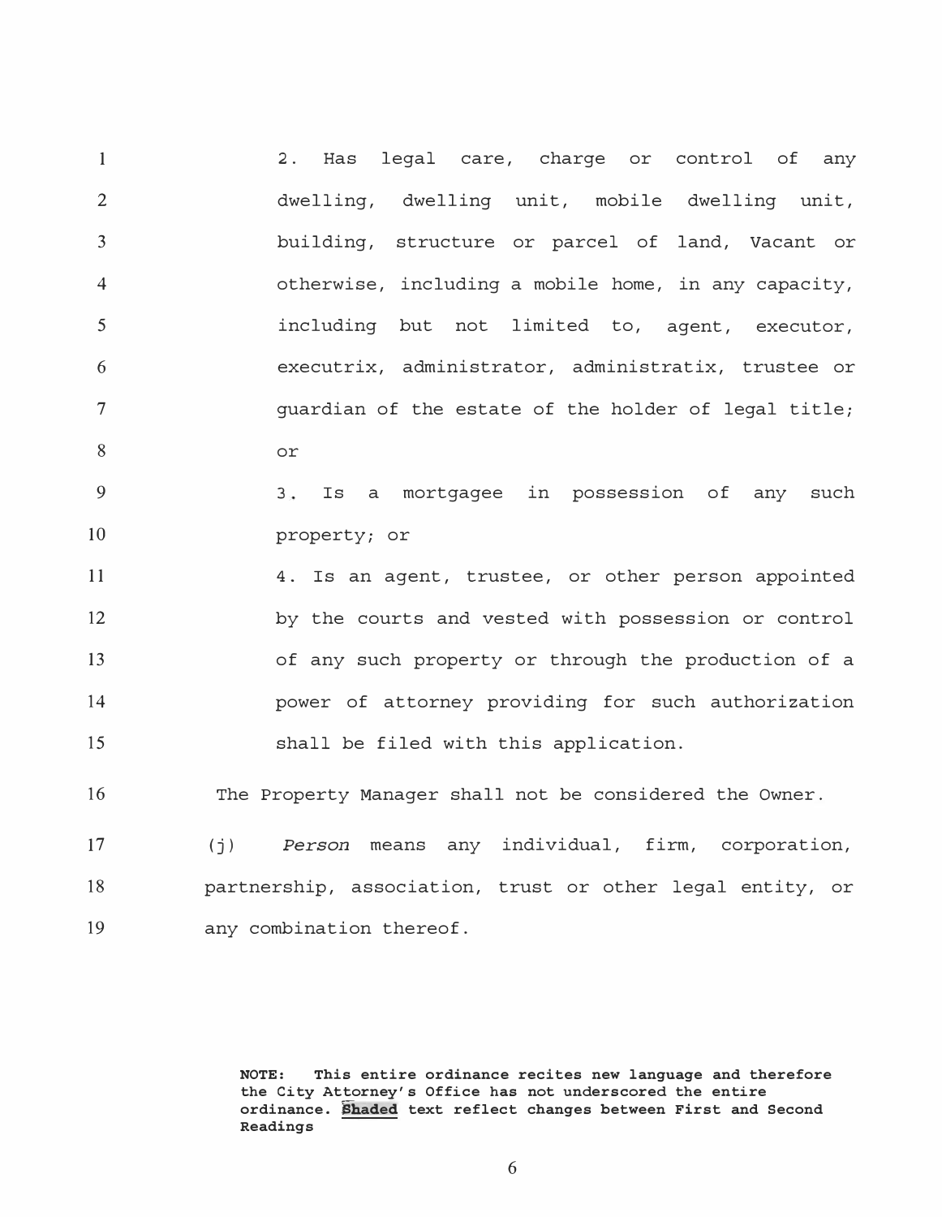2. Has legal care, charge or control of any dwelling, dwelling unit, mobile dwelling unit, building, structure or parcel of land, Vacant or otherwise, including a mobile home, in any capacity, including but not limited to, agent, executor, executrix, administrator, administratix, trustee or guardian of the estate of the holder of legal title; or

3. Is a mortgagee in possession of any such property; or

4. Is an agent, trustee, or other person appointed by the courts and vested with possession or control of any such property or through the production of a power of attorney providing for such authorization shall be filed with this application.

The Property Manager shall not be considered the Owner.

(j) *Person* means any individual, firm, corporation, partnership, association, trust or other legal entity, or any combination thereof.

**NOTE: This entire ordinance recites new language and therefore the City Attorney's Office has not underscored the entire ordinance. Shaded text reflect changes between First and Second Readings**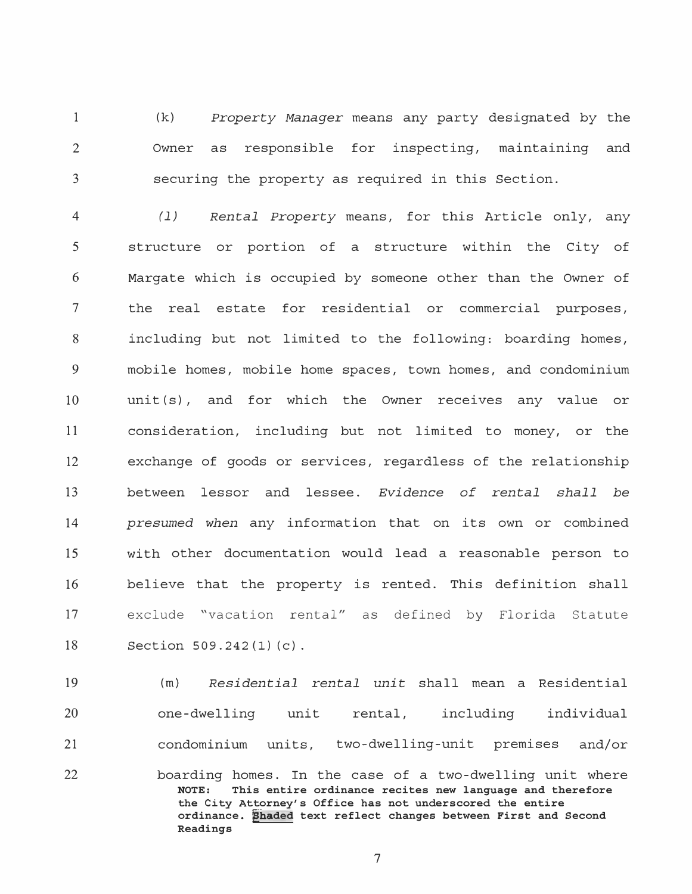(k) *Property Manager* means any party designated by the Owner as responsible for inspecting, maintaining and securing the property as required in this Section.

*(l)* *Rental Property* means, for this Article only, any structure or portion of a structure within the City of Margate which is occupied by someone other than the Owner of the real estate for residential or commercial purposes, including but not limited to the following: boarding homes, mobile homes, mobile home spaces, town homes, and condominium unit(s), and for which the Owner receives any value or consideration, including but not limited to money, or the exchange of goods or services, regardless of the relationship between lessor and lessee. *Evidence of rental shall be presumed when* any information that on its own or combined with other documentation would lead a reasonable person to believe that the property is rented. This definition shall exclude "vacation rental" as defined by Florida Statute Section 509.242(1)(c).

(m) *Residential rental unit* shall mean a Residential one-dwelling unit rental, including individual condominium units, two-dwelling-unit premises and/or boarding homes. In the case of a two-dwelling unit where

**NOTE: This entire ordinance recites new language and therefore the City Attorney's Office has not underscored the entire ordinance. Shaded text reflect changes between First and Second Readings**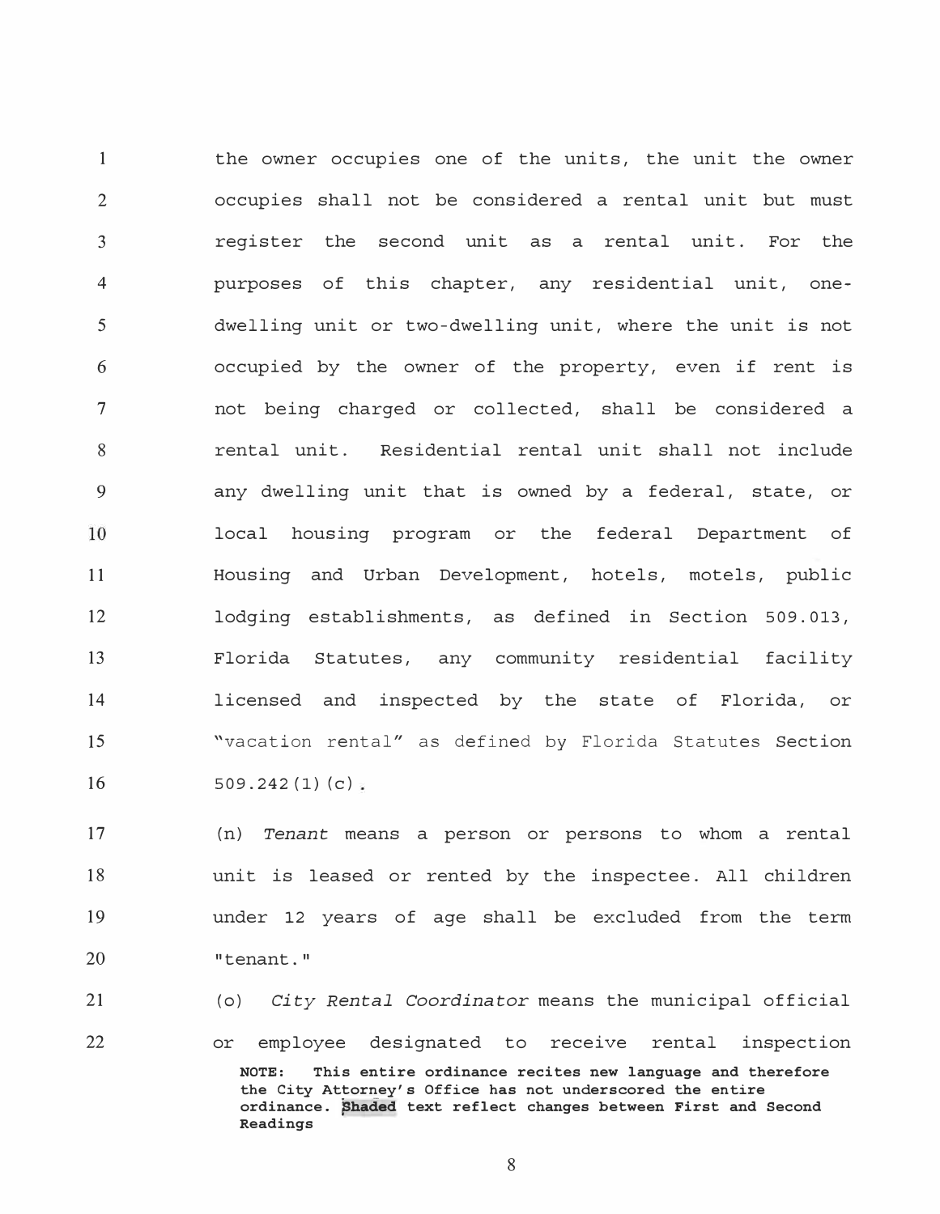the owner occupies one of the units, the unit the owner occupies shall not be considered a rental unit but must register the second unit as a rental unit. For the purposes of this chapter, any residential unit, one-dwelling unit or two-dwelling unit, where the unit is not occupied by the owner of the property, even if rent is not being charged or collected, shall be considered a rental unit. Residential rental unit shall not include any dwelling unit that is owned by a federal, state, or local housing program or the federal Department of Housing and Urban Development, hotels, motels, public lodging establishments, as defined in Section 509.013, Florida Statutes, any community residential facility licensed and inspected by the state of Florida, or "vacation rental" as defined by Florida Statutes Section 509.242(1)(c).

(n) *Tenant* means a person or persons to whom a rental unit is leased or rented by the inspectee. All children under 12 years of age shall be excluded from the term "tenant."

(o) *City Rental Coordinator* means the municipal official or employee designated to receive rental inspection

**NOTE: This entire ordinance recites new language and therefore the City Attorney's Office has not underscored the entire ordinance. Shaded text reflect changes between First and Second Readings**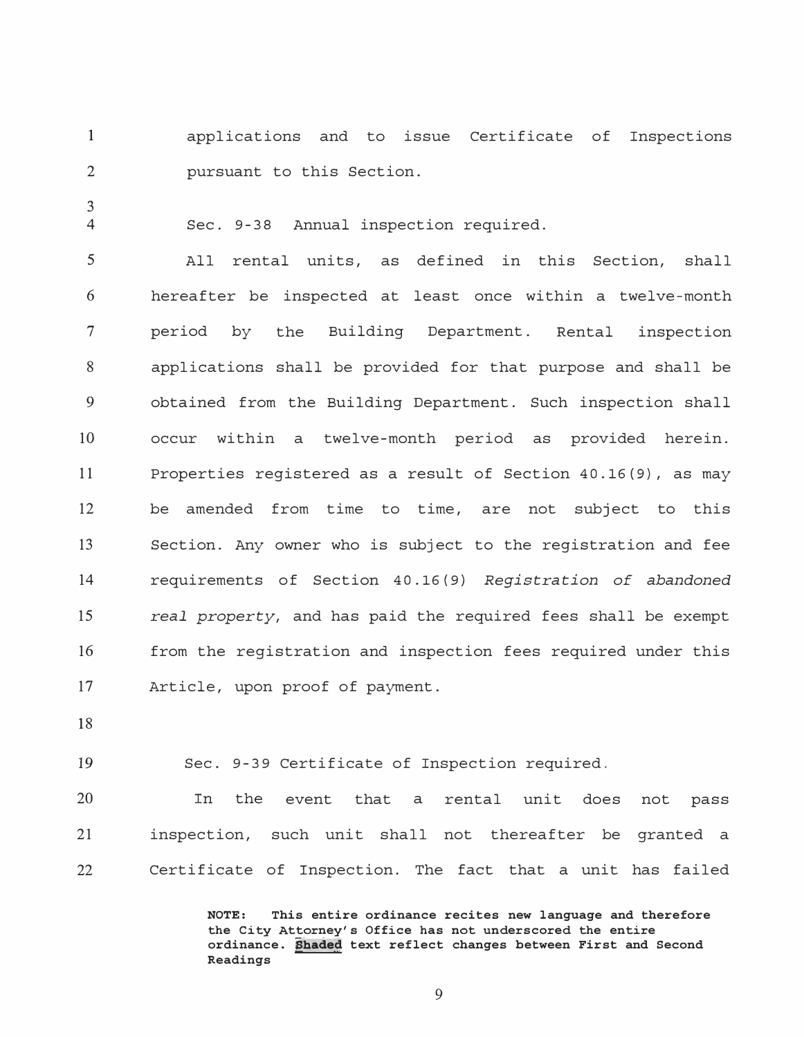applications and to issue Certificate of Inspections pursuant to this Section.

Sec. 9-38 Annual inspection required.

All rental units, as defined in this Section, shall hereafter be inspected at least once within a twelve-month period by the Building Department. Rental inspection applications shall be provided for that purpose and shall be obtained from the Building Department. Such inspection shall occur within a twelve-month period as provided herein. Properties registered as a result of Section 40.16(9), as may be amended from time to time, are not subject to this Section. Any owner who is subject to the registration and fee requirements of Section 40.16(9) *Registration of abandoned real property*, and has paid the required fees shall be exempt from the registration and inspection fees required under this Article, upon proof of payment.

Sec. 9-39 Certificate of Inspection required.

In the event that a rental unit does not pass inspection, such unit shall not thereafter be granted a Certificate of Inspection. The fact that a unit has failed

**NOTE: This entire ordinance recites new language and therefore the City Attorney's Office has not underscored the entire ordinance. Shaded text reflect changes between First and Second Readings**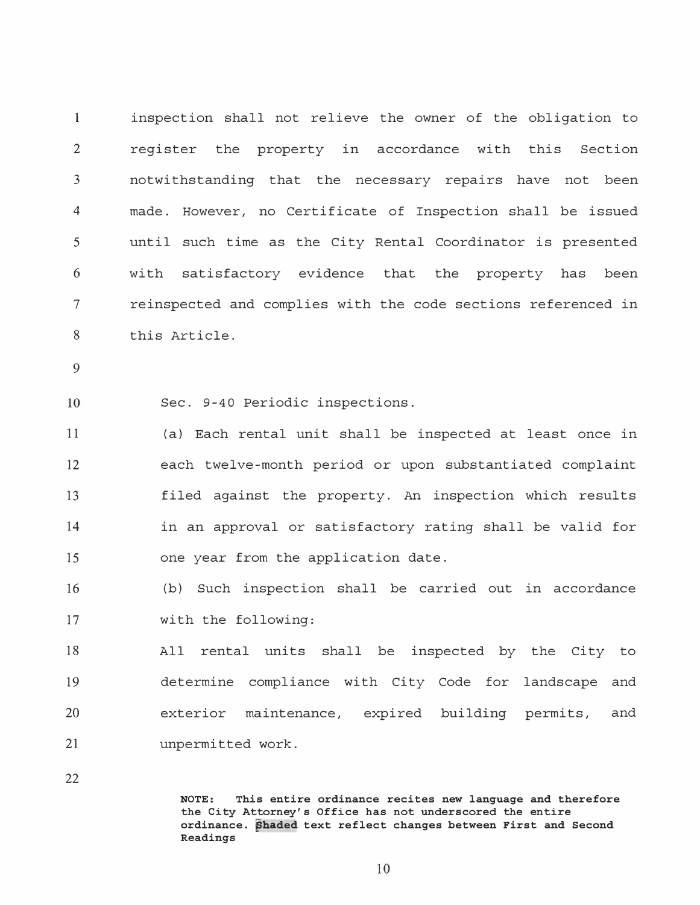inspection shall not relieve the owner of the obligation to register the property in accordance with this Section notwithstanding that the necessary repairs have not been made. However, no Certificate of Inspection shall be issued until such time as the City Rental Coordinator is presented with satisfactory evidence that the property has been reinspected and complies with the code sections referenced in this Article.

Sec. 9-40 Periodic inspections.

(a) Each rental unit shall be inspected at least once in each twelve-month period or upon substantiated complaint filed against the property. An inspection which results in an approval or satisfactory rating shall be valid for one year from the application date.

(b) Such inspection shall be carried out in accordance with the following:

All rental units shall be inspected by the City to determine compliance with City Code for landscape and exterior maintenance, expired building permits, and unpermitted work.

**NOTE: This entire ordinance recites new language and therefore the City Attorney's Office has not underscored the entire ordinance. Shaded text reflect changes between First and Second Readings**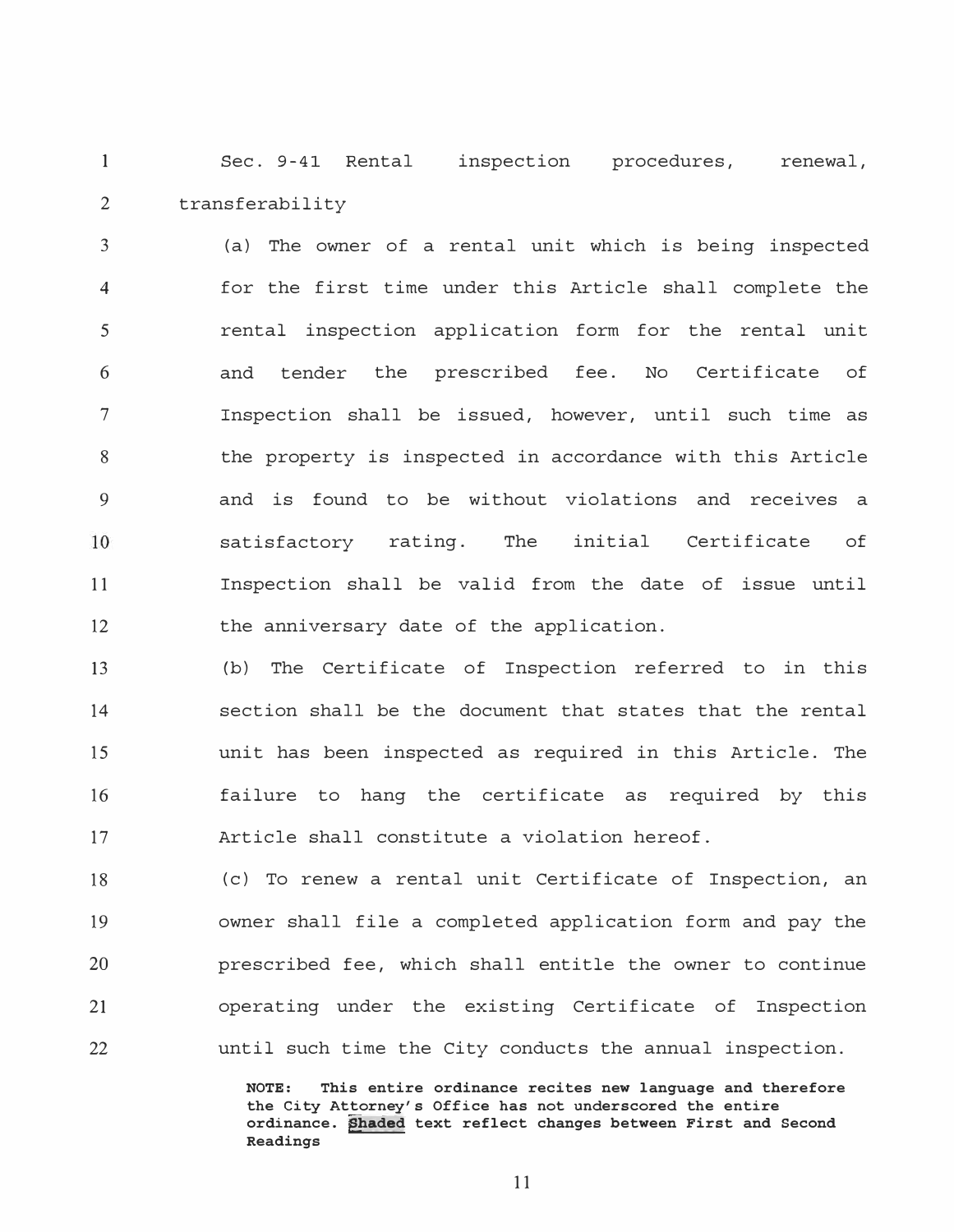Sec. 9-41 Rental inspection procedures, renewal, transferability

(a) The owner of a rental unit which is being inspected for the first time under this Article shall complete the rental inspection application form for the rental unit and tender the prescribed fee. No Certificate of Inspection shall be issued, however, until such time as the property is inspected in accordance with this Article and is found to be without violations and receives a satisfactory rating. The initial Certificate of Inspection shall be valid from the date of issue until the anniversary date of the application.

(b) The Certificate of Inspection referred to in this section shall be the document that states that the rental unit has been inspected as required in this Article. The failure to hang the certificate as required by this Article shall constitute a violation hereof.

(c) To renew a rental unit Certificate of Inspection, an owner shall file a completed application form and pay the prescribed fee, which shall entitle the owner to continue operating under the existing Certificate of Inspection until such time the City conducts the annual inspection.

**NOTE: This entire ordinance recites new language and therefore the City Attorney's Office has not underscored the entire ordinance. Shaded text reflect changes between First and Second Readings**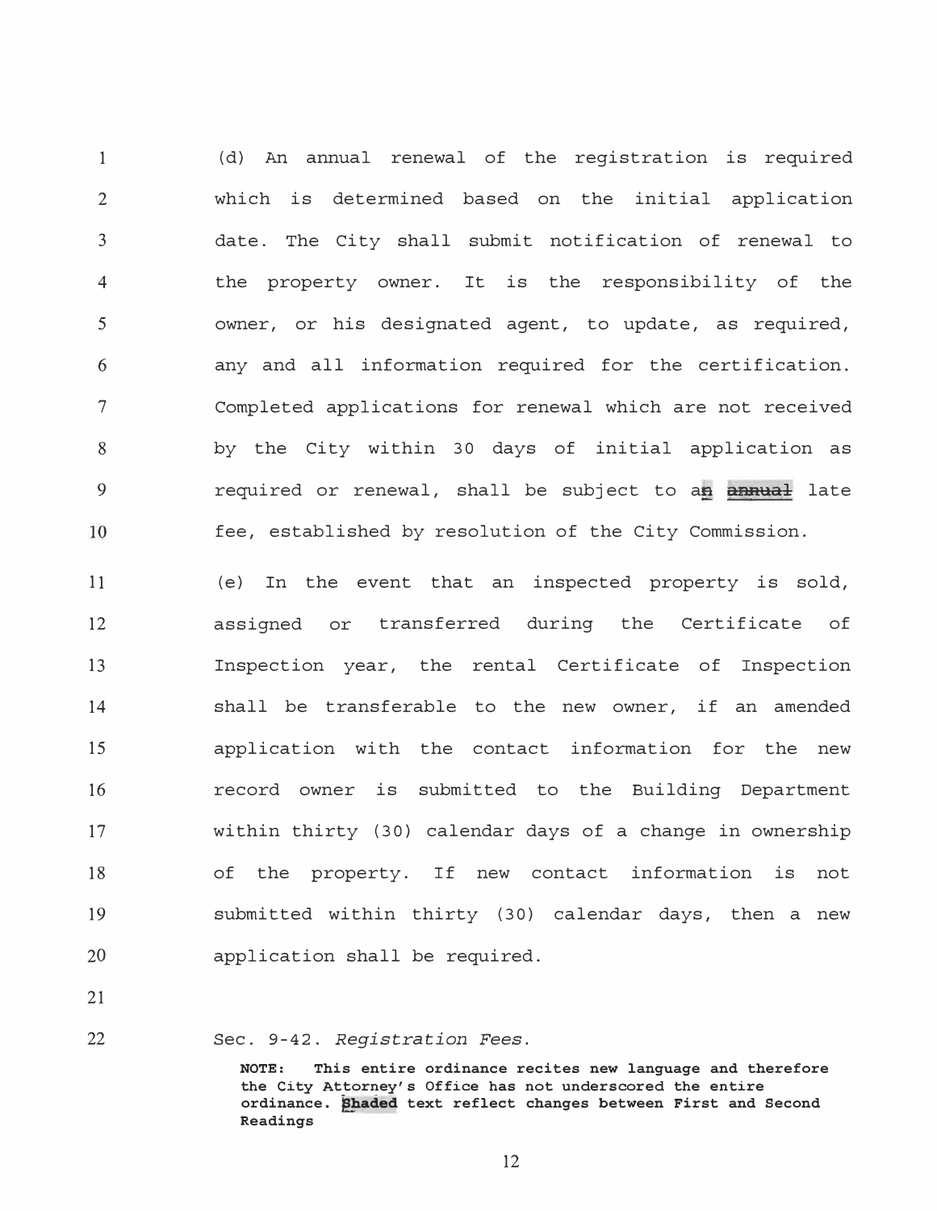(d) An annual renewal of the registration is required which is determined based on the initial application date. The City shall submit notification of renewal to the property owner. It is the responsibility of the owner, or his designated agent, to update, as required, any and all information required for the certification. Completed applications for renewal which are not received by the City within 30 days of initial application as required or renewal, shall be subject to a~~n~~ ~~annual~~ late fee, established by resolution of the City Commission.

(e) In the event that an inspected property is sold, assigned or transferred during the Certificate of Inspection year, the rental Certificate of Inspection shall be transferable to the new owner, if an amended application with the contact information for the new record owner is submitted to the Building Department within thirty (30) calendar days of a change in ownership of the property. If new contact information is not submitted within thirty (30) calendar days, then a new application shall be required.

Sec. 9-42. *Registration Fees.*

**NOTE: This entire ordinance recites new language and therefore the City Attorney's Office has not underscored the entire ordinance. Shaded text reflect changes between First and Second Readings**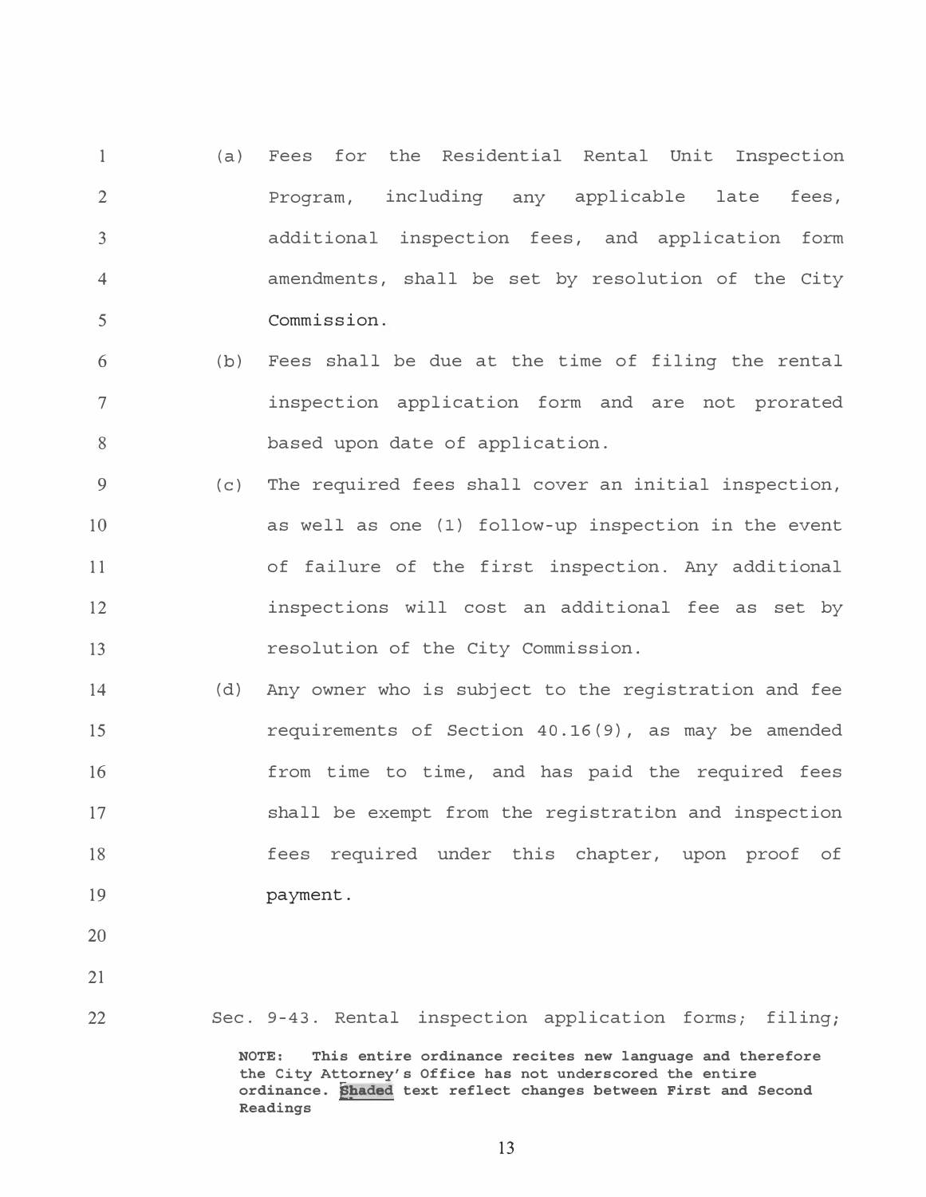(a) Fees for the Residential Rental Unit Inspection Program, including any applicable late fees, additional inspection fees, and application form amendments, shall be set by resolution of the City Commission.

(b) Fees shall be due at the time of filing the rental inspection application form and are not prorated based upon date of application.

(c) The required fees shall cover an initial inspection, as well as one (1) follow-up inspection in the event of failure of the first inspection. Any additional inspections will cost an additional fee as set by resolution of the City Commission.

(d) Any owner who is subject to the registration and fee requirements of Section 40.16(9), as may be amended from time to time, and has paid the required fees shall be exempt from the registration and inspection fees required under this chapter, upon proof of payment.

Sec. 9-43. Rental inspection application forms; filing;

**NOTE: This entire ordinance recites new language and therefore the City Attorney's Office has not underscored the entire ordinance. Shaded text reflect changes between First and Second Readings**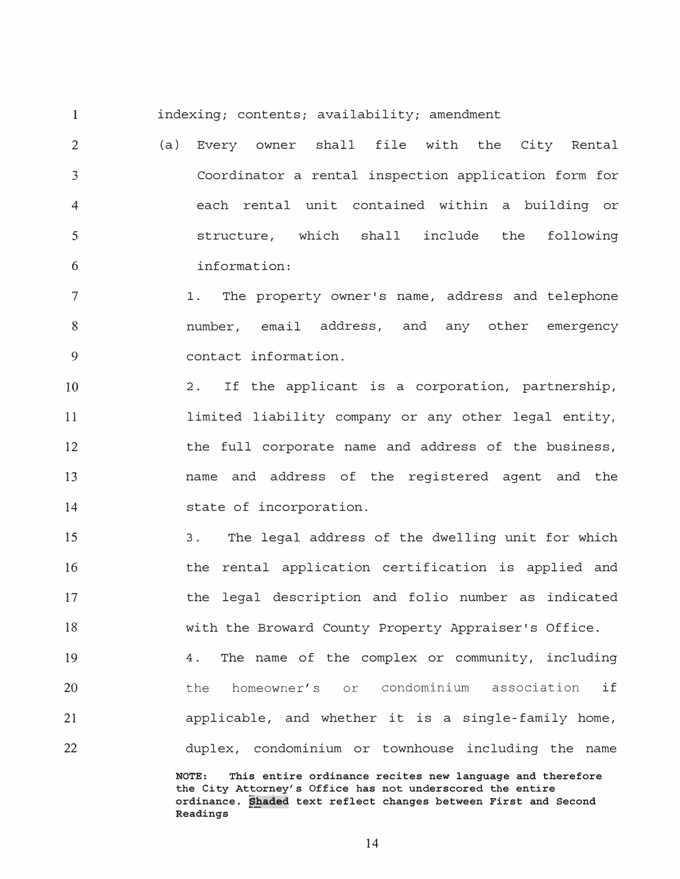indexing; contents; availability; amendment

(a) Every owner shall file with the City Rental Coordinator a rental inspection application form for each rental unit contained within a building or structure, which shall include the following information:

1. The property owner's name, address and telephone number, email address, and any other emergency contact information.

2. If the applicant is a corporation, partnership, limited liability company or any other legal entity, the full corporate name and address of the business, name and address of the registered agent and the state of incorporation.

3. The legal address of the dwelling unit for which the rental application certification is applied and the legal description and folio number as indicated with the Broward County Property Appraiser's Office.

4. The name of the complex or community, including the homeowner's or condominium association if applicable, and whether it is a single-family home, duplex, condominium or townhouse including the name

**NOTE: This entire ordinance recites new language and therefore the City Attorney's Office has not underscored the entire ordinance. Shaded text reflect changes between First and Second Readings**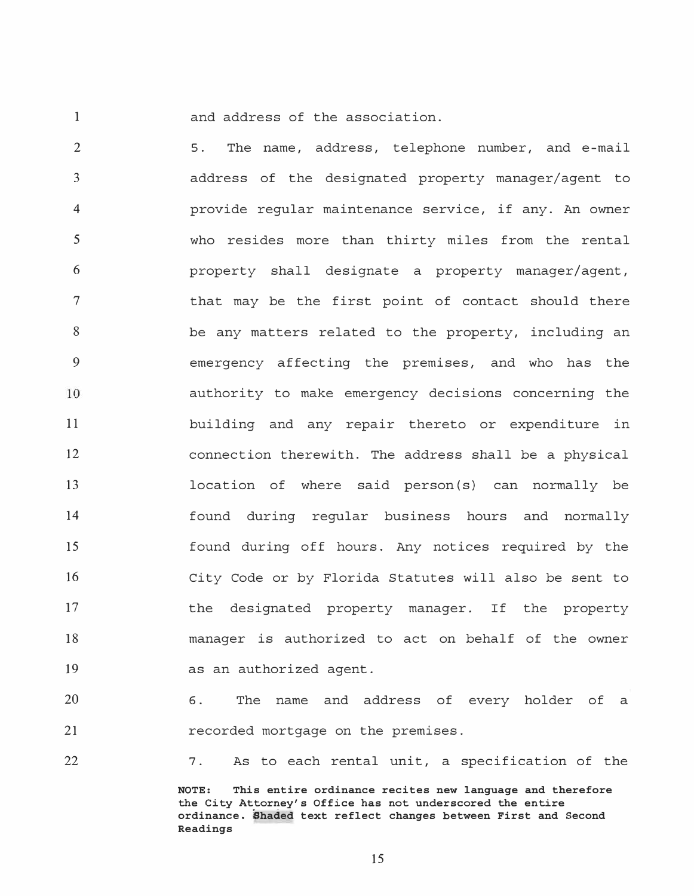and address of the association.

5. The name, address, telephone number, and e-mail address of the designated property manager/agent to provide regular maintenance service, if any. An owner who resides more than thirty miles from the rental property shall designate a property manager/agent, that may be the first point of contact should there be any matters related to the property, including an emergency affecting the premises, and who has the authority to make emergency decisions concerning the building and any repair thereto or expenditure in connection therewith. The address shall be a physical location of where said person(s) can normally be found during regular business hours and normally found during off hours. Any notices required by the City Code or by Florida Statutes will also be sent to the designated property manager. If the property manager is authorized to act on behalf of the owner as an authorized agent.

6. The name and address of every holder of a recorded mortgage on the premises.

7. As to each rental unit, a specification of the

**NOTE: This entire ordinance recites new language and therefore the City Attorney's Office has not underscored the entire ordinance. Shaded text reflect changes between First and Second Readings**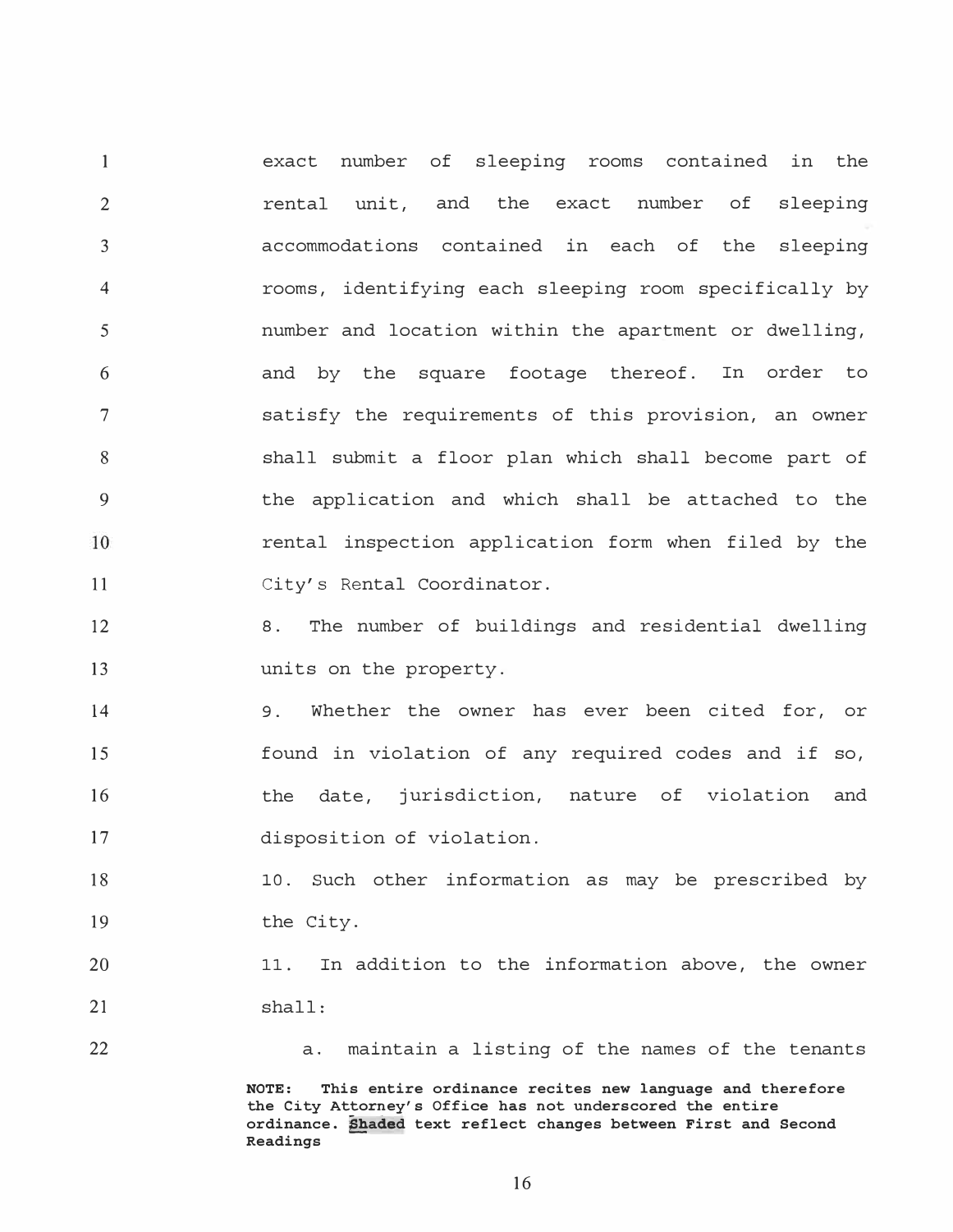exact number of sleeping rooms contained in the rental unit, and the exact number of sleeping accommodations contained in each of the sleeping rooms, identifying each sleeping room specifically by number and location within the apartment or dwelling, and by the square footage thereof. In order to satisfy the requirements of this provision, an owner shall submit a floor plan which shall become part of the application and which shall be attached to the rental inspection application form when filed by the City's Rental Coordinator.

8. The number of buildings and residential dwelling units on the property.

9. Whether the owner has ever been cited for, or found in violation of any required codes and if so, the date, jurisdiction, nature of violation and disposition of violation.

10. Such other information as may be prescribed by the City.

11. In addition to the information above, the owner shall:

a. maintain a listing of the names of the tenants

**NOTE: This entire ordinance recites new language and therefore the City Attorney's Office has not underscored the entire ordinance. Shaded text reflect changes between First and Second Readings**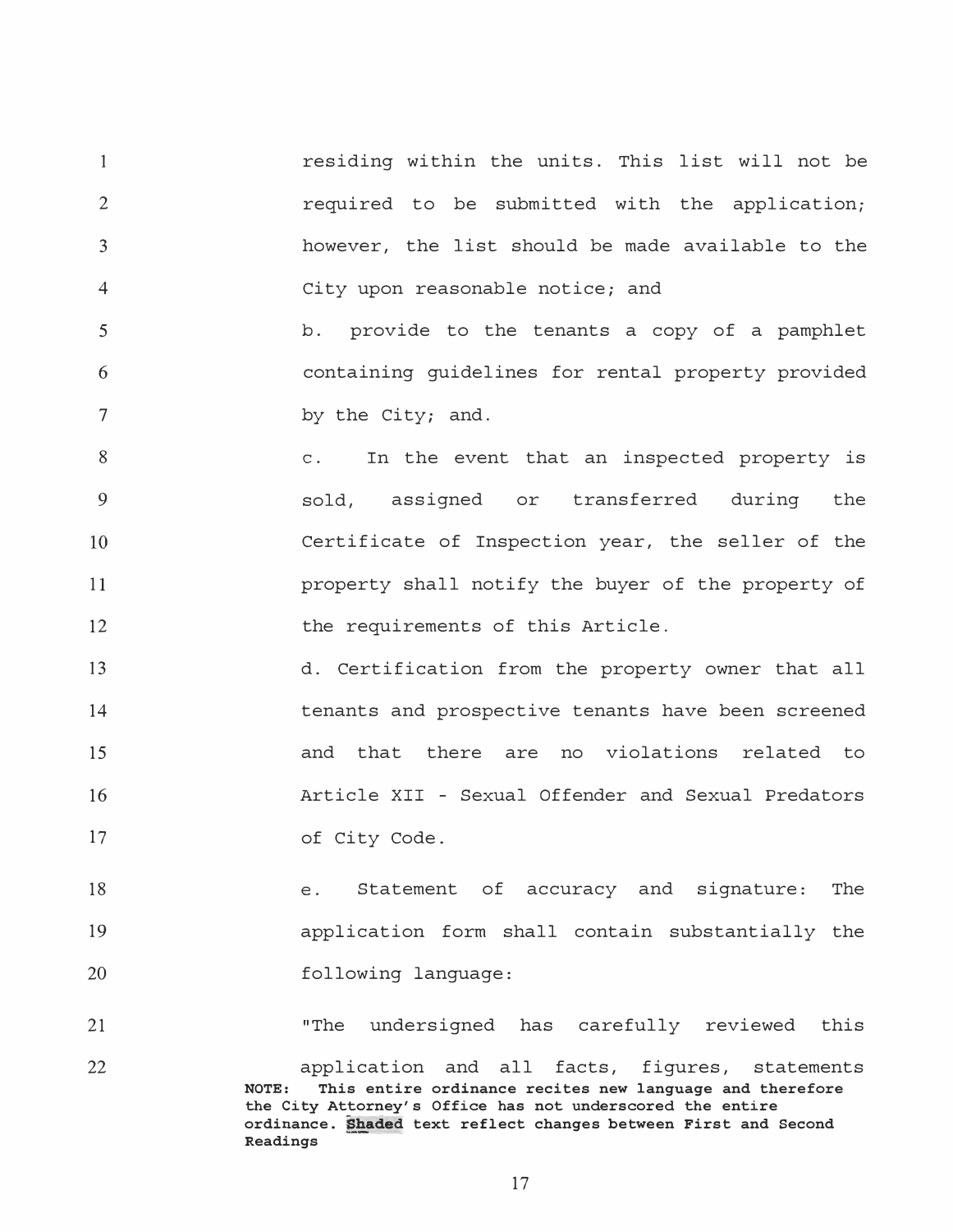residing within the units. This list will not be required to be submitted with the application; however, the list should be made available to the City upon reasonable notice; and

b. provide to the tenants a copy of a pamphlet containing guidelines for rental property provided by the City; and.

c. In the event that an inspected property is sold, assigned or transferred during the Certificate of Inspection year, the seller of the property shall notify the buyer of the property of the requirements of this Article.

d. Certification from the property owner that all tenants and prospective tenants have been screened and that there are no violations related to Article XII - Sexual Offender and Sexual Predators of City Code.

e. Statement of accuracy and signature: The application form shall contain substantially the following language:

"The undersigned has carefully reviewed this application and all facts, figures, statements

**NOTE: This entire ordinance recites new language and therefore the City Attorney's Office has not underscored the entire ordinance. Shaded text reflect changes between First and Second Readings**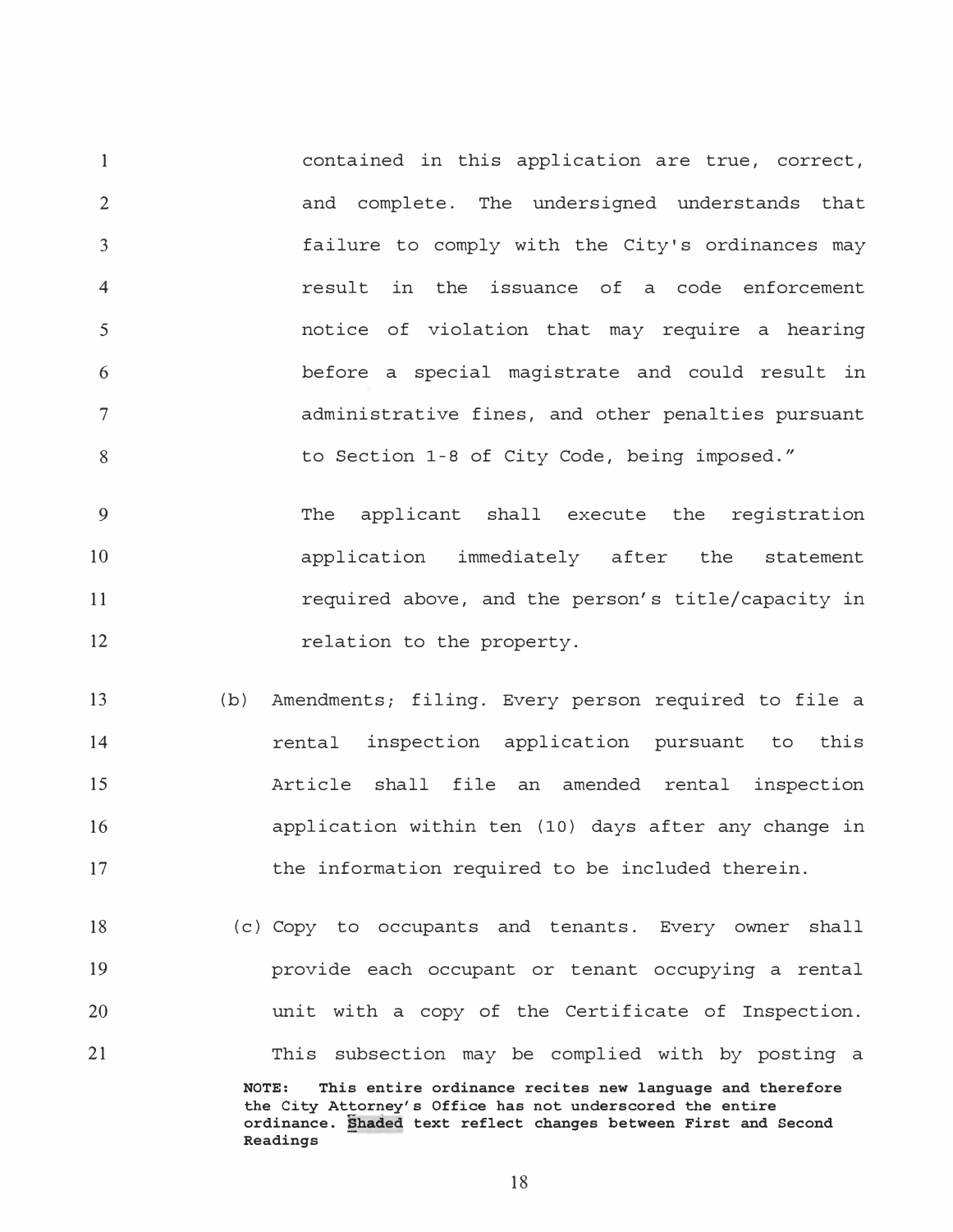contained in this application are true, correct, and complete. The undersigned understands that failure to comply with the City's ordinances may result in the issuance of a code enforcement notice of violation that may require a hearing before a special magistrate and could result in administrative fines, and other penalties pursuant to Section 1-8 of City Code, being imposed."

The applicant shall execute the registration application immediately after the statement required above, and the person's title/capacity in relation to the property.

(b) Amendments; filing. Every person required to file a rental inspection application pursuant to this Article shall file an amended rental inspection application within ten (10) days after any change in the information required to be included therein.

(c) Copy to occupants and tenants. Every owner shall provide each occupant or tenant occupying a rental unit with a copy of the Certificate of Inspection. This subsection may be complied with by posting a

**NOTE: This entire ordinance recites new language and therefore the City Attorney's Office has not underscored the entire ordinance. Shaded text reflect changes between First and Second Readings**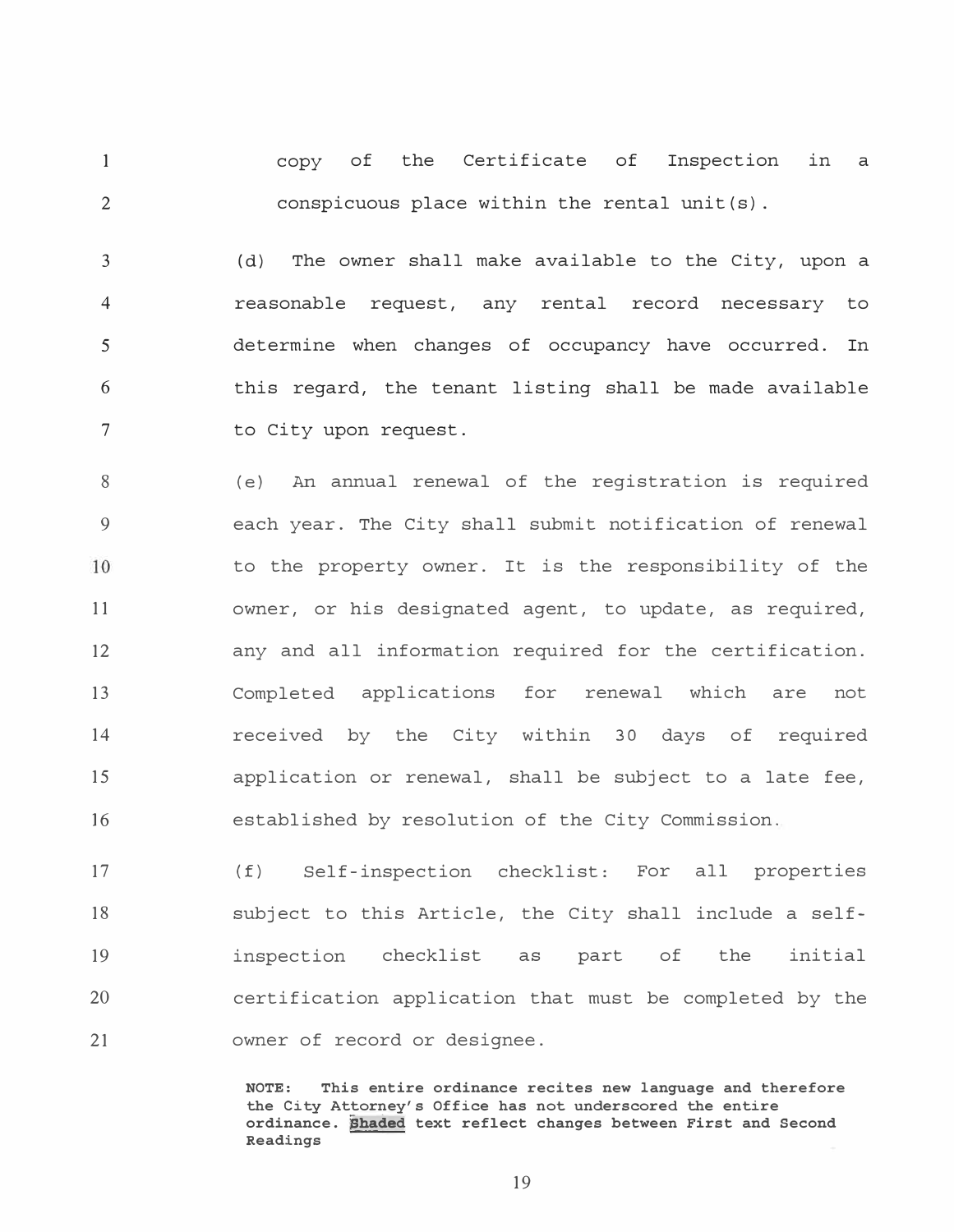copy of the Certificate of Inspection in a conspicuous place within the rental unit(s).

(d) The owner shall make available to the City, upon a reasonable request, any rental record necessary to determine when changes of occupancy have occurred. In this regard, the tenant listing shall be made available to City upon request.

(e) An annual renewal of the registration is required each year. The City shall submit notification of renewal to the property owner. It is the responsibility of the owner, or his designated agent, to update, as required, any and all information required for the certification. Completed applications for renewal which are not received by the City within 30 days of required application or renewal, shall be subject to a late fee, established by resolution of the City Commission.

(f) Self-inspection checklist: For all properties subject to this Article, the City shall include a self-inspection checklist as part of the initial certification application that must be completed by the owner of record or designee.

**NOTE: This entire ordinance recites new language and therefore the City Attorney's Office has not underscored the entire ordinance. Shaded text reflect changes between First and Second Readings**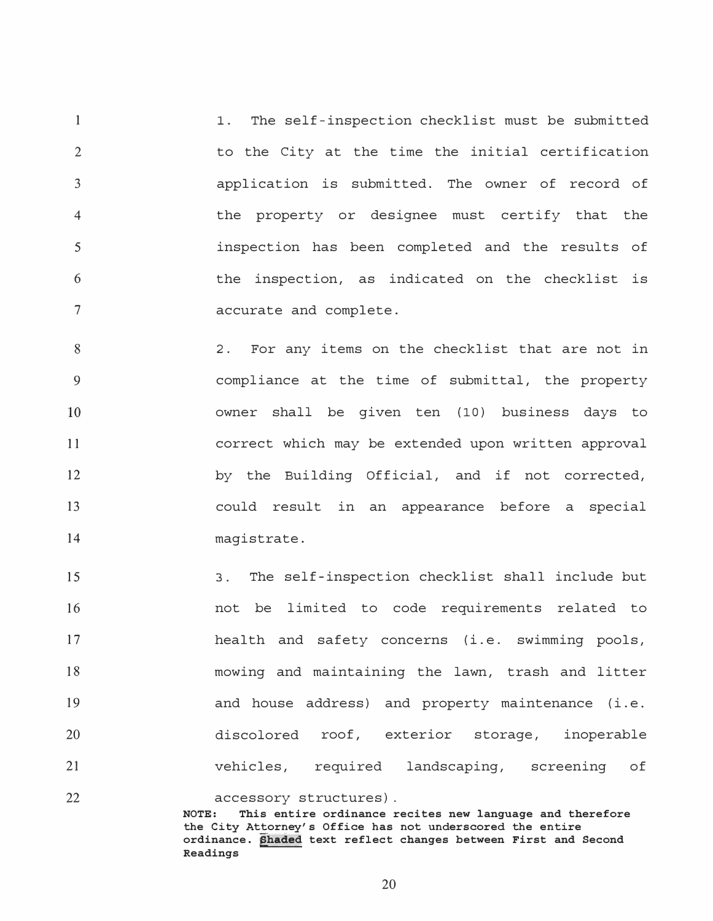1. The self-inspection checklist must be submitted to the City at the time the initial certification application is submitted. The owner of record of the property or designee must certify that the inspection has been completed and the results of the inspection, as indicated on the checklist is accurate and complete.

2. For any items on the checklist that are not in compliance at the time of submittal, the property owner shall be given ten (10) business days to correct which may be extended upon written approval by the Building Official, and if not corrected, could result in an appearance before a special magistrate.

3. The self-inspection checklist shall include but not be limited to code requirements related to health and safety concerns (i.e. swimming pools, mowing and maintaining the lawn, trash and litter and house address) and property maintenance (i.e. discolored roof, exterior storage, inoperable vehicles, required landscaping, screening of accessory structures).

**NOTE: This entire ordinance recites new language and therefore the City Attorney's Office has not underscored the entire ordinance. Shaded text reflect changes between First and Second Readings**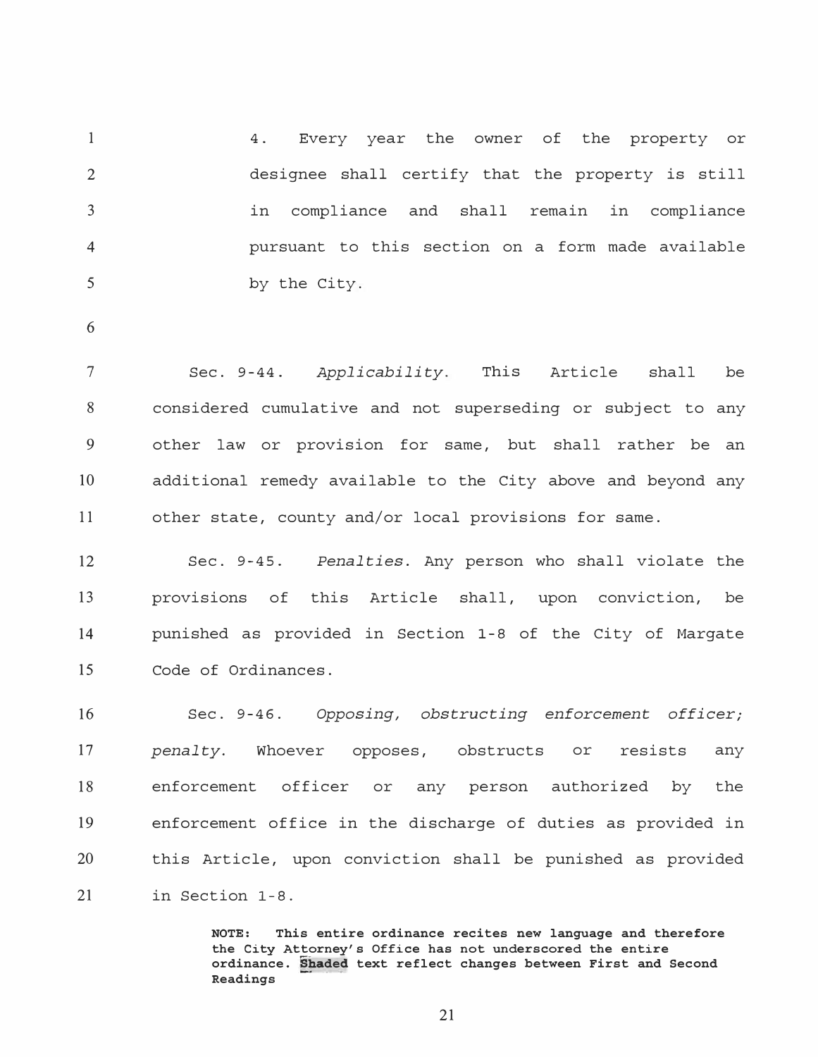4. Every year the owner of the property or designee shall certify that the property is still in compliance and shall remain in compliance pursuant to this section on a form made available by the City.

Sec. 9-44. *Applicability.* This Article shall be considered cumulative and not superseding or subject to any other law or provision for same, but shall rather be an additional remedy available to the City above and beyond any other state, county and/or local provisions for same.

Sec. 9-45. *Penalties.* Any person who shall violate the provisions of this Article shall, upon conviction, be punished as provided in Section 1-8 of the City of Margate Code of Ordinances.

Sec. 9-46. *Opposing, obstructing enforcement officer; penalty.* Whoever opposes, obstructs or resists any enforcement officer or any person authorized by the enforcement office in the discharge of duties as provided in this Article, upon conviction shall be punished as provided in Section 1-8.

**NOTE: This entire ordinance recites new language and therefore the City Attorney's Office has not underscored the entire ordinance. Shaded text reflect changes between First and Second Readings**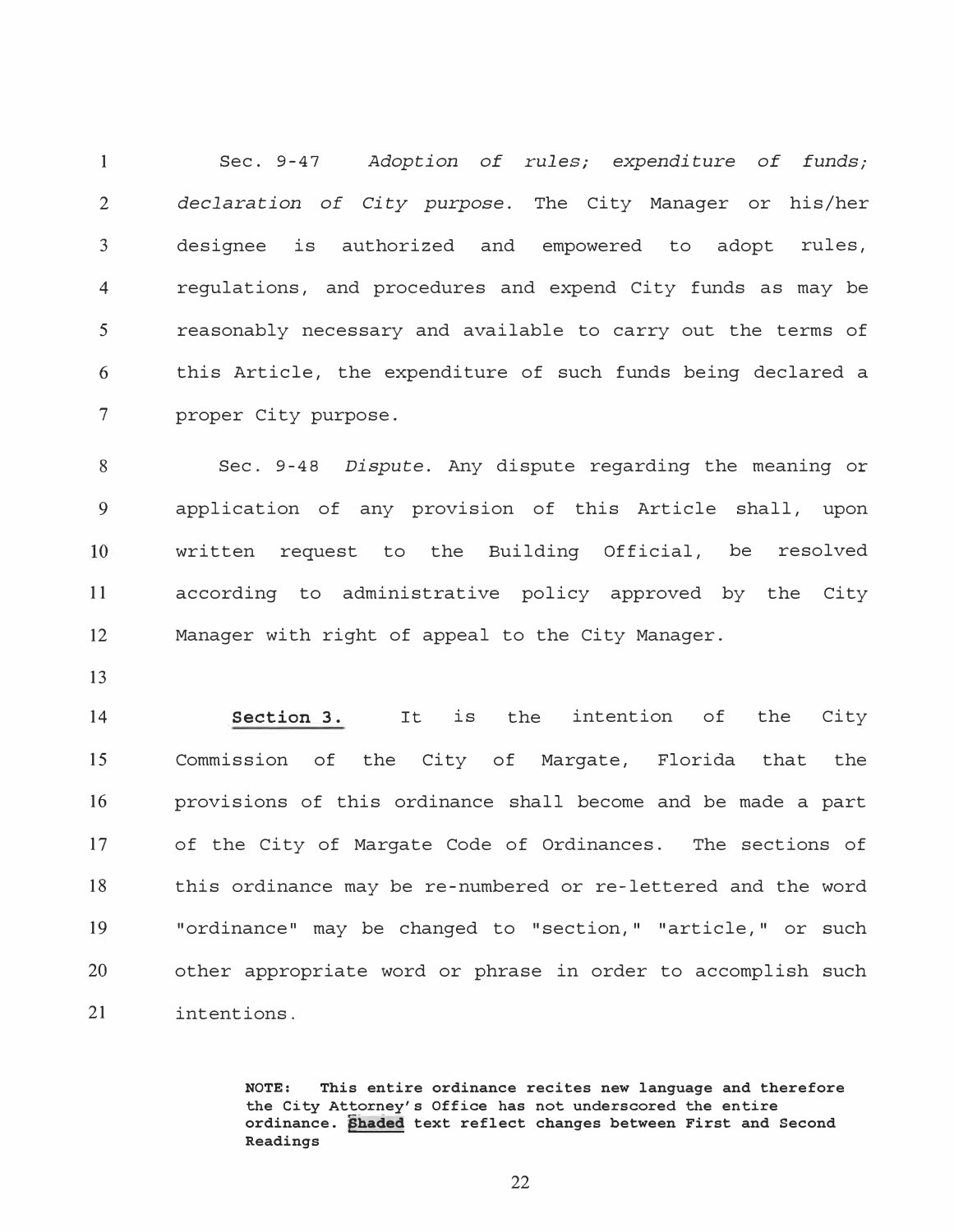Sec. 9-47 *Adoption of rules; expenditure of funds; declaration of City purpose.* The City Manager or his/her designee is authorized and empowered to adopt rules, regulations, and procedures and expend City funds as may be reasonably necessary and available to carry out the terms of this Article, the expenditure of such funds being declared a proper City purpose.

Sec. 9-48 *Dispute.* Any dispute regarding the meaning or application of any provision of this Article shall, upon written request to the Building Official, be resolved according to administrative policy approved by the City Manager with right of appeal to the City Manager.

**Section 3.** It is the intention of the City Commission of the City of Margate, Florida that the provisions of this ordinance shall become and be made a part of the City of Margate Code of Ordinances. The sections of this ordinance may be re-numbered or re-lettered and the word "ordinance" may be changed to "section," "article," or such other appropriate word or phrase in order to accomplish such intentions.

**NOTE: This entire ordinance recites new language and therefore the City Attorney's Office has not underscored the entire ordinance. Shaded text reflect changes between First and Second Readings**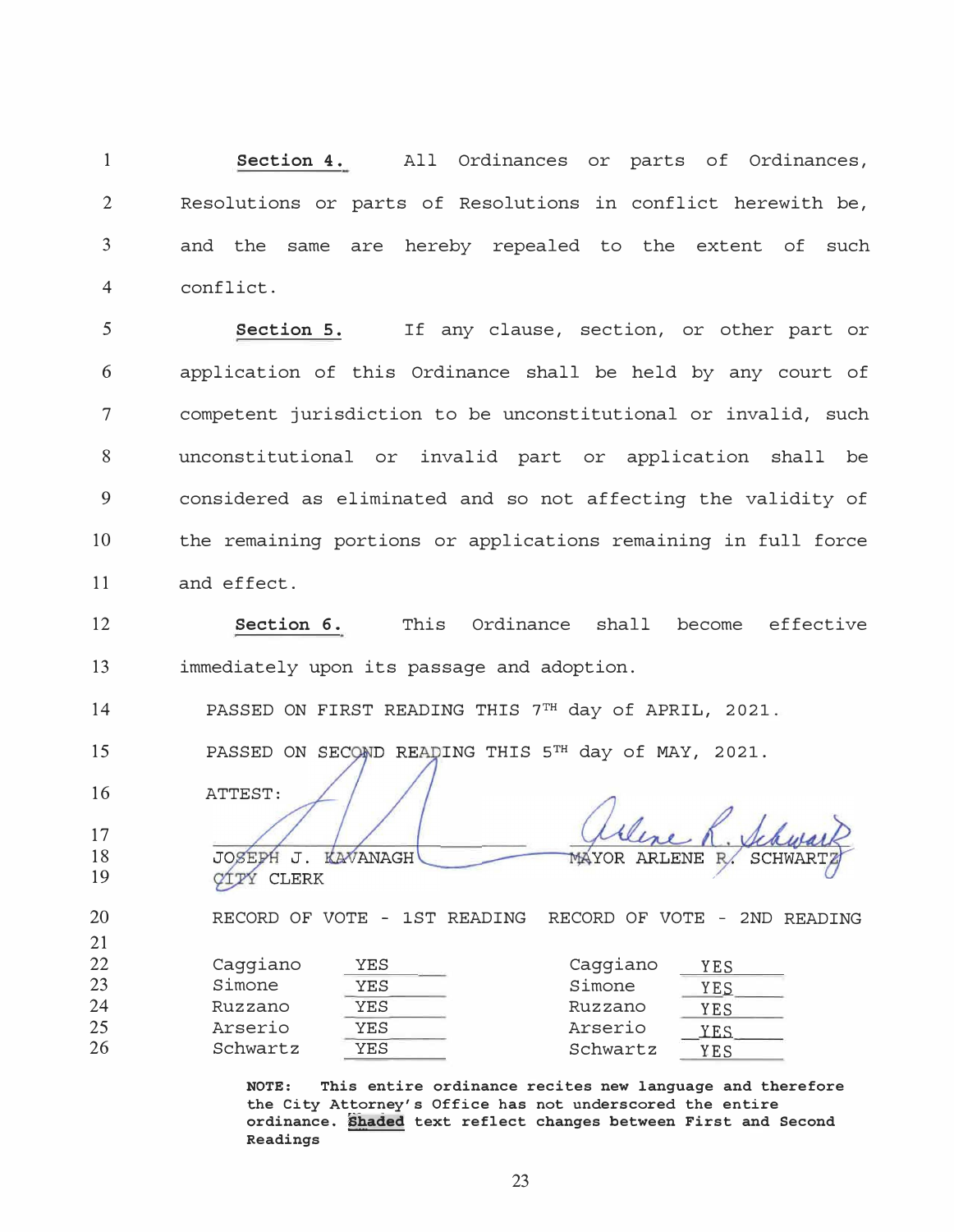**Section 4.** All Ordinances or parts of Ordinances, Resolutions or parts of Resolutions in conflict herewith be, and the same are hereby repealed to the extent of such conflict.

**Section 5.** If any clause, section, or other part or application of this Ordinance shall be held by any court of competent jurisdiction to be unconstitutional or invalid, such unconstitutional or invalid part or application shall be considered as eliminated and so not affecting the validity of the remaining portions or applications remaining in full force and effect.

**Section 6.** This Ordinance shall become effective immediately upon its passage and adoption.

PASSED ON FIRST READING THIS 7TH day of APRIL, 2021.

PASSED ON SECOND READING THIS 5TH day of MAY, 2021.

ATTEST:

JOSEPH J. KAVANAGH
CITY CLERK

MAYOR ARLENE R. SCHWARTZ

| RECORD OF VOTE - 1ST READING | | RECORD OF VOTE - 2ND READING | |
|---|---|---|---|
| Caggiano | YES | Caggiano | YES |
| Simone | YES | Simone | YES |
| Ruzzano | YES | Ruzzano | YES |
| Arserio | YES | Arserio | YES |
| Schwartz | YES | Schwartz | YES |

**NOTE: This entire ordinance recites new language and therefore the City Attorney's Office has not underscored the entire ordinance. Shaded text reflect changes between First and Second Readings**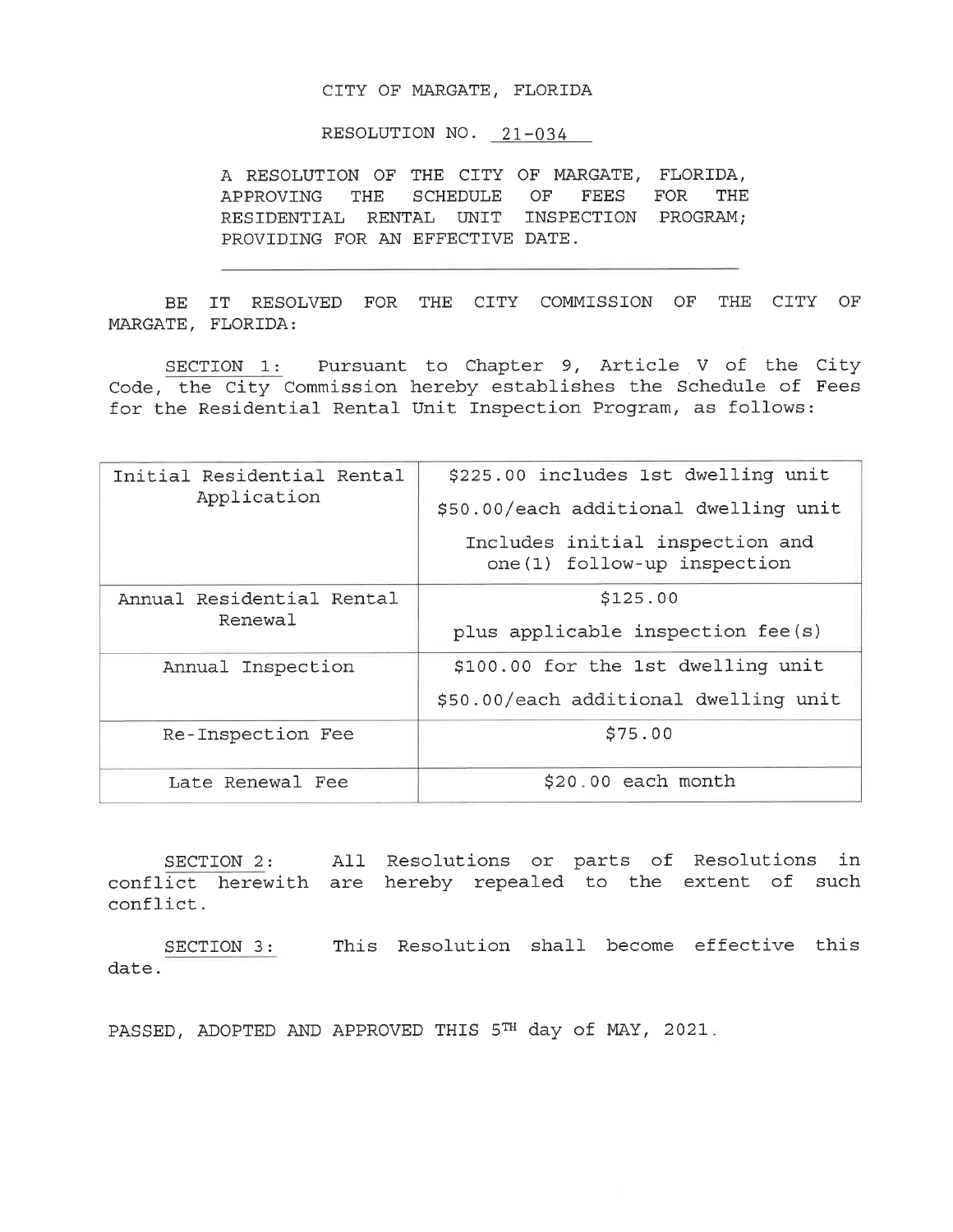CITY OF MARGATE, FLORIDA

RESOLUTION NO. 21-034

A RESOLUTION OF THE CITY OF MARGATE, FLORIDA, APPROVING THE SCHEDULE OF FEES FOR THE RESIDENTIAL RENTAL UNIT INSPECTION PROGRAM; PROVIDING FOR AN EFFECTIVE DATE.

---

BE IT RESOLVED FOR THE CITY COMMISSION OF THE CITY OF MARGATE, FLORIDA:

SECTION 1: Pursuant to Chapter 9, Article V of the City Code, the City Commission hereby establishes the Schedule of Fees for the Residential Rental Unit Inspection Program, as follows:

| Initial Residential Rental Application | \$225.00 includes 1st dwelling unit<br>\$50.00/each additional dwelling unit<br>Includes initial inspection and one(1) follow-up inspection |
|---|---|
| Annual Residential Rental Renewal | \$125.00<br>plus applicable inspection fee(s) |
| Annual Inspection | \$100.00 for the 1st dwelling unit<br>\$50.00/each additional dwelling unit |
| Re-Inspection Fee | \$75.00 |
| Late Renewal Fee | \$20.00 each month |

SECTION 2: All Resolutions or parts of Resolutions in conflict herewith are hereby repealed to the extent of such conflict.

SECTION 3: This Resolution shall become effective this date.

PASSED, ADOPTED AND APPROVED THIS 5TH day of MAY, 2021.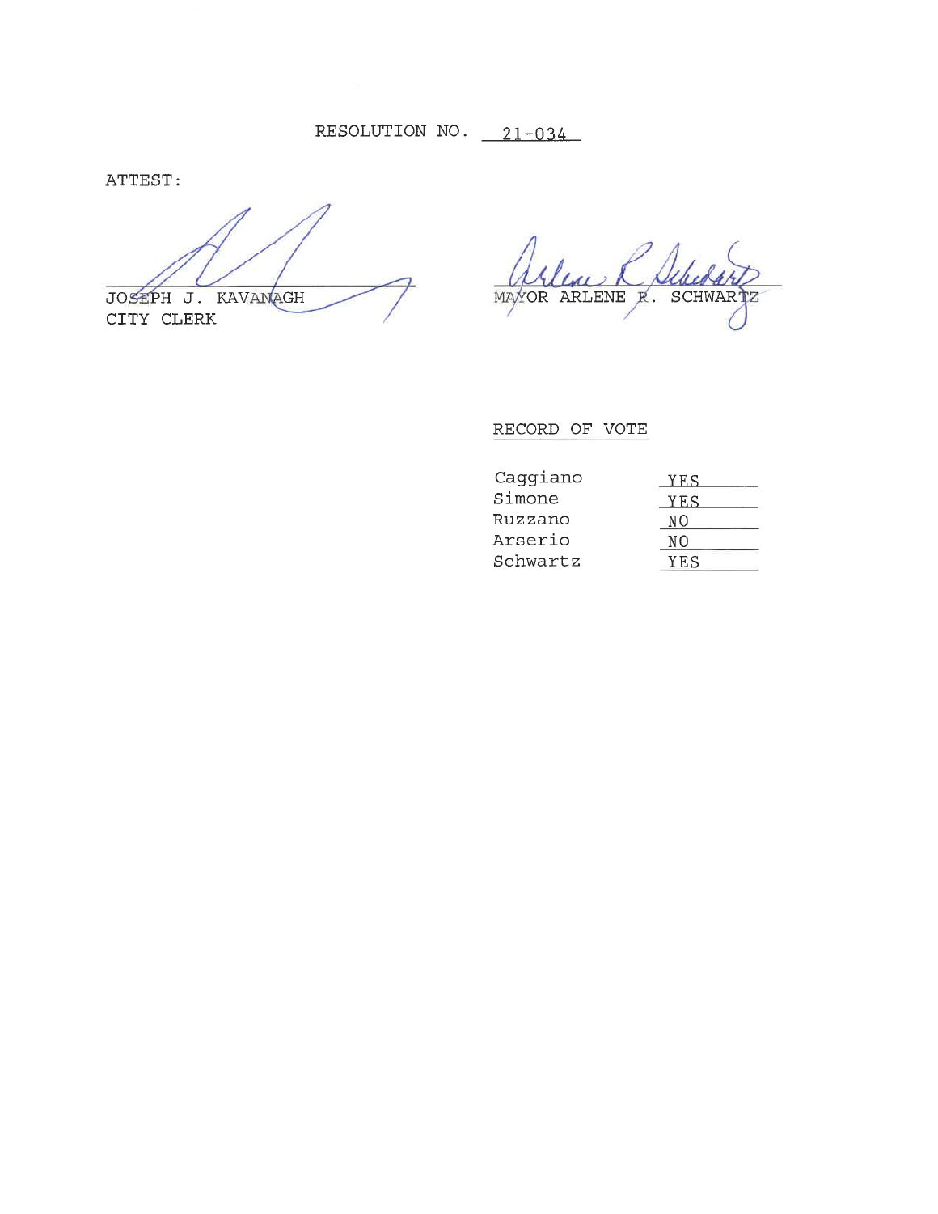RESOLUTION NO. 21-034

ATTEST:

JOSEPH J. KAVANAGH
CITY CLERK

MAYOR ARLENE R. SCHWARTZ

RECORD OF VOTE

| | |
|---|---|
| Caggiano | YES |
| Simone | YES |
| Ruzzano | NO |
| Arserio | NO |
| Schwartz | YES |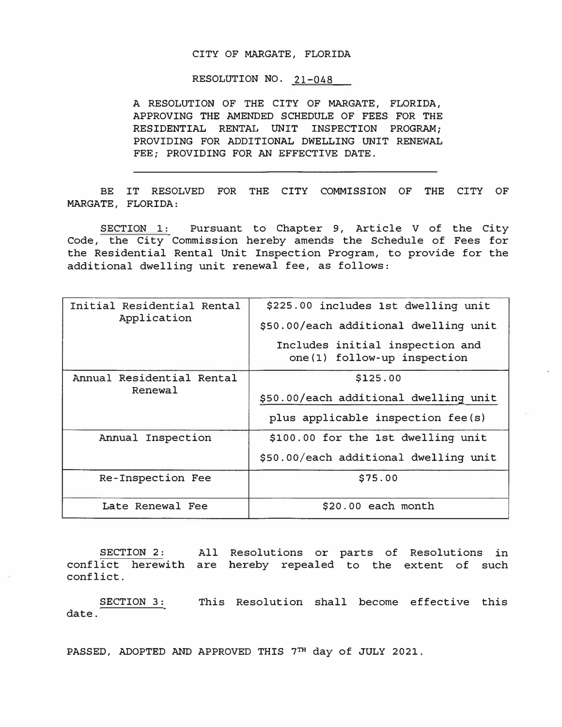CITY OF MARGATE, FLORIDA

RESOLUTION NO. 21-048

A RESOLUTION OF THE CITY OF MARGATE, FLORIDA, APPROVING THE AMENDED SCHEDULE OF FEES FOR THE RESIDENTIAL RENTAL UNIT INSPECTION PROGRAM; PROVIDING FOR ADDITIONAL DWELLING UNIT RENEWAL FEE; PROVIDING FOR AN EFFECTIVE DATE.

---

BE IT RESOLVED FOR THE CITY COMMISSION OF THE CITY OF MARGATE, FLORIDA:

SECTION 1: Pursuant to Chapter 9, Article V of the City Code, the City Commission hereby amends the Schedule of Fees for the Residential Rental Unit Inspection Program, to provide for the additional dwelling unit renewal fee, as follows:

| | |
|---|---|
| Initial Residential Rental Application | \$225.00 includes 1st dwelling unit<br>\$50.00/each additional dwelling unit<br>Includes initial inspection and one(1) follow-up inspection |
| Annual Residential Rental Renewal | \$125.00<br>\$50.00/each additional dwelling unit<br>plus applicable inspection fee(s) |
| Annual Inspection | \$100.00 for the 1st dwelling unit<br>\$50.00/each additional dwelling unit |
| Re-Inspection Fee | \$75.00 |
| Late Renewal Fee | \$20.00 each month |

SECTION 2: All Resolutions or parts of Resolutions in conflict herewith are hereby repealed to the extent of such conflict.

SECTION 3: This Resolution shall become effective this date.

PASSED, ADOPTED AND APPROVED THIS 7TH day of JULY 2021.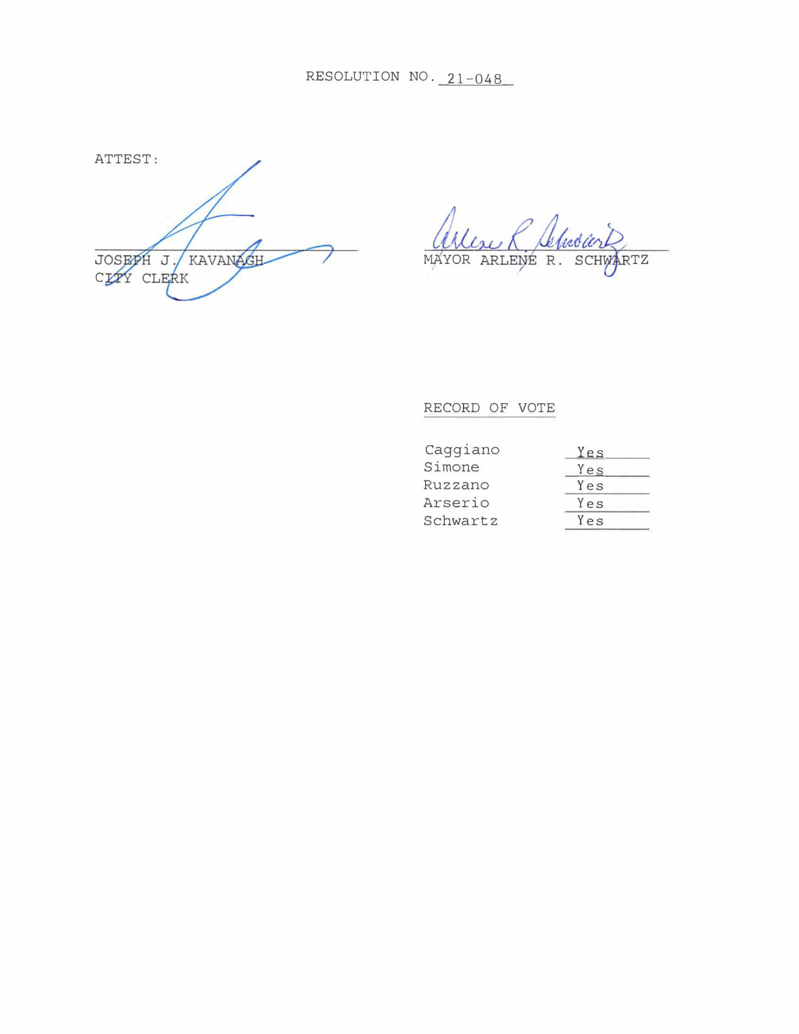RESOLUTION NO. 21-048

ATTEST:

JOSEPH J. KAVANAGH
CITY CLERK

MAYOR ARLENE R. SCHWARTZ

RECORD OF VOTE

| | |
|---|---|
| Caggiano | Yes |
| Simone | Yes |
| Ruzzano | Yes |
| Arserio | Yes |
| Schwartz | Yes |